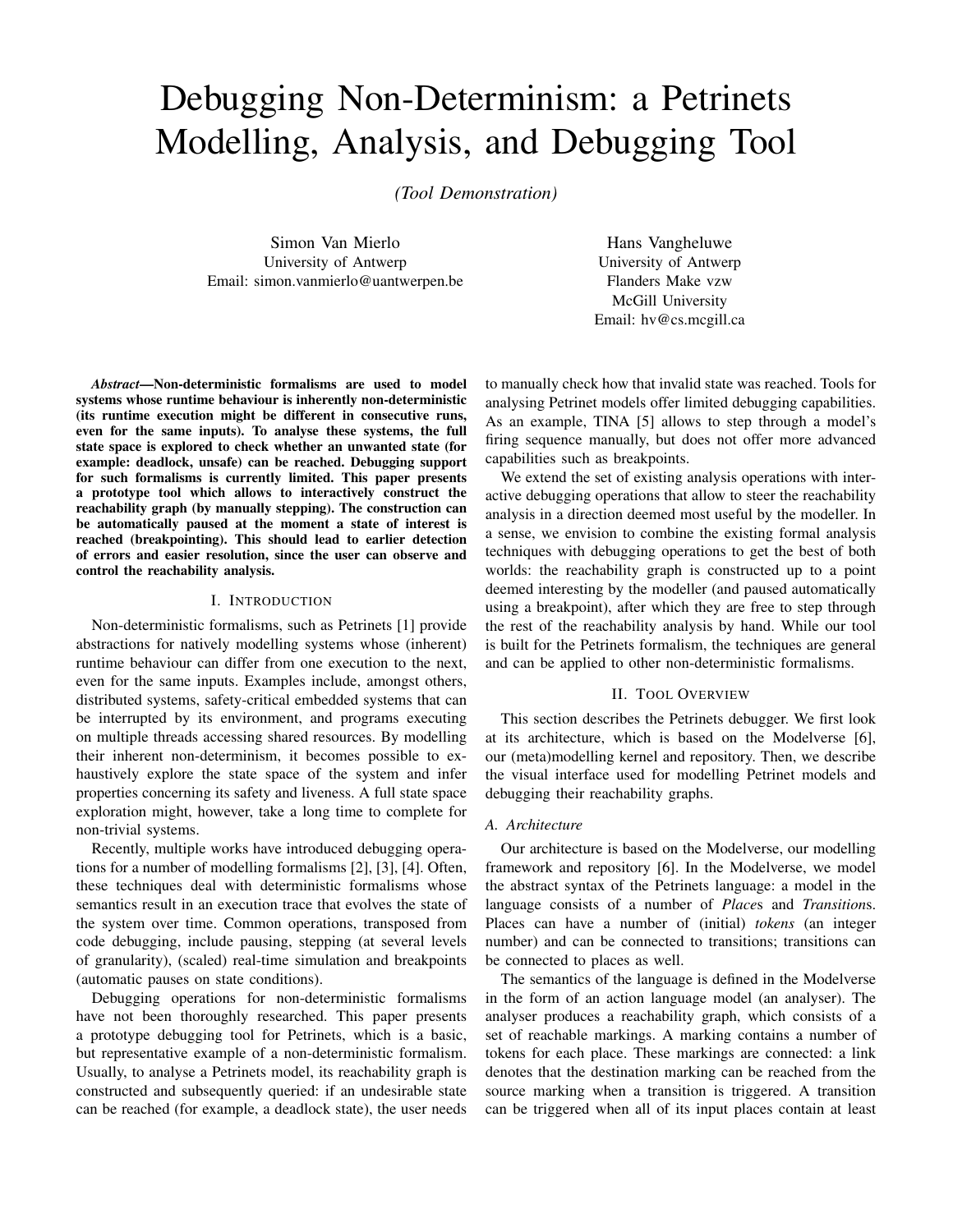# Debugging Non-Determinism: a Petrinets Modelling, Analysis, and Debugging Tool

*(Tool Demonstration)*

Simon Van Mierlo
University of Antwerp
Email: simon.vanmierlo@uantwerpen.be

Hans Vangheluwe
University of Antwerp
Flanders Make vzw
McGill University
Email: hv@cs.mcgill.ca

***Abstract*—Non-deterministic formalisms are used to model systems whose runtime behaviour is inherently non-deterministic (its runtime execution might be different in consecutive runs, even for the same inputs). To analyse these systems, the full state space is explored to check whether an unwanted state (for example: deadlock, unsafe) can be reached. Debugging support for such formalisms is currently limited. This paper presents a prototype tool which allows to interactively construct the reachability graph (by manually stepping). The construction can be automatically paused at the moment a state of interest is reached (breakpointing). This should lead to earlier detection of errors and easier resolution, since the user can observe and control the reachability analysis.**

## I. Introduction

Non-deterministic formalisms, such as Petrinets [1] provide abstractions for natively modelling systems whose (inherent) runtime behaviour can differ from one execution to the next, even for the same inputs. Examples include, amongst others, distributed systems, safety-critical embedded systems that can be interrupted by its environment, and programs executing on multiple threads accessing shared resources. By modelling their inherent non-determinism, it becomes possible to exhaustively explore the state space of the system and infer properties concerning its safety and liveness. A full state space exploration might, however, take a long time to complete for non-trivial systems.

Recently, multiple works have introduced debugging operations for a number of modelling formalisms [2], [3], [4]. Often, these techniques deal with deterministic formalisms whose semantics result in an execution trace that evolves the state of the system over time. Common operations, transposed from code debugging, include pausing, stepping (at several levels of granularity), (scaled) real-time simulation and breakpoints (automatic pauses on state conditions).

Debugging operations for non-deterministic formalisms have not been thoroughly researched. This paper presents a prototype debugging tool for Petrinets, which is a basic, but representative example of a non-deterministic formalism. Usually, to analyse a Petrinets model, its reachability graph is constructed and subsequently queried: if an undesirable state can be reached (for example, a deadlock state), the user needs to manually check how that invalid state was reached. Tools for analysing Petrinet models offer limited debugging capabilities. As an example, TINA [5] allows to step through a model's firing sequence manually, but does not offer more advanced capabilities such as breakpoints.

We extend the set of existing analysis operations with interactive debugging operations that allow to steer the reachability analysis in a direction deemed most useful by the modeller. In a sense, we envision to combine the existing formal analysis techniques with debugging operations to get the best of both worlds: the reachability graph is constructed up to a point deemed interesting by the modeller (and paused automatically using a breakpoint), after which they are free to step through the rest of the reachability analysis by hand. While our tool is built for the Petrinets formalism, the techniques are general and can be applied to other non-deterministic formalisms.

## II. Tool Overview

This section describes the Petrinets debugger. We first look at its architecture, which is based on the Modelverse [6], our (meta)modelling kernel and repository. Then, we describe the visual interface used for modelling Petrinet models and debugging their reachability graphs.

### A. Architecture

Our architecture is based on the Modelverse, our modelling framework and repository [6]. In the Modelverse, we model the abstract syntax of the Petrinets language: a model in the language consists of a number of *Place*s and *Transition*s. Places can have a number of (initial) *tokens* (an integer number) and can be connected to transitions; transitions can be connected to places as well.

The semantics of the language is defined in the Modelverse in the form of an action language model (an analyser). The analyser produces a reachability graph, which consists of a set of reachable markings. A marking contains a number of tokens for each place. These markings are connected: a link denotes that the destination marking can be reached from the source marking when a transition is triggered. A transition can be triggered when all of its input places contain at least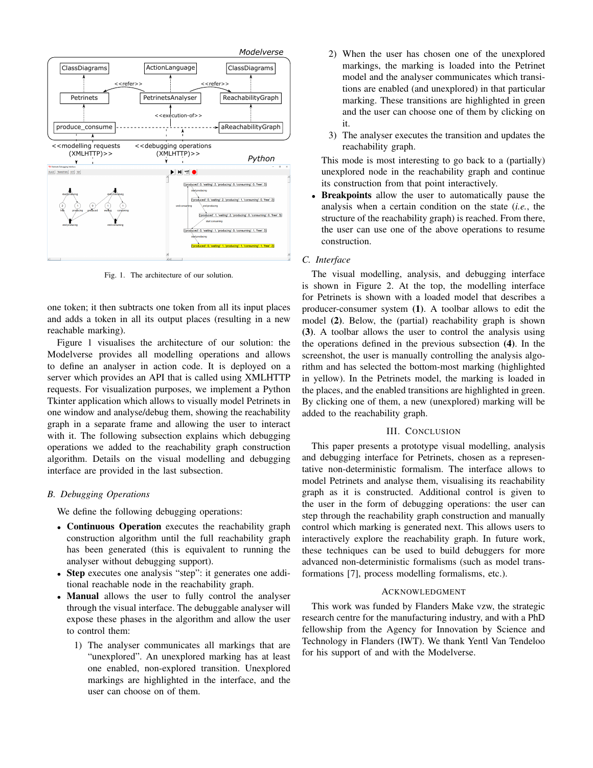Fig. 1. The architecture of our solution.

one token; it then subtracts one token from all its input places and adds a token in all its output places (resulting in a new reachable marking).

Figure 1 visualises the architecture of our solution: the Modelverse provides all modelling operations and allows to define an analyser in action code. It is deployed on a server which provides an API that is called using XMLHTTP requests. For visualization purposes, we implement a Python Tkinter application which allows to visually model Petrinets in one window and analyse/debug them, showing the reachability graph in a separate frame and allowing the user to interact with it. The following subsection explains which debugging operations we added to the reachability graph construction algorithm. Details on the visual modelling and debugging interface are provided in the last subsection.

### *B. Debugging Operations*

We define the following debugging operations:

- **Continuous Operation** executes the reachability graph construction algorithm until the full reachability graph has been generated (this is equivalent to running the analyser without debugging support).
- **Step** executes one analysis "step": it generates one additional reachable node in the reachability graph.
- **Manual** allows the user to fully control the analyser through the visual interface. The debuggable analyser will expose these phases in the algorithm and allow the user to control them:
  1) The analyser communicates all markings that are "unexplored". An unexplored marking has at least one enabled, non-explored transition. Unexplored markings are highlighted in the interface, and the user can choose on of them.
  2) When the user has chosen one of the unexplored markings, the marking is loaded into the Petrinet model and the analyser communicates which transitions are enabled (and unexplored) in that particular marking. These transitions are highlighted in green and the user can choose one of them by clicking on it.
  3) The analyser executes the transition and updates the reachability graph.

  This mode is most interesting to go back to a (partially) unexplored node in the reachability graph and continue its construction from that point interactively.
- **Breakpoints** allow the user to automatically pause the analysis when a certain condition on the state (*i.e.*, the structure of the reachability graph) is reached. From there, the user can use one of the above operations to resume construction.

### *C. Interface*

The visual modelling, analysis, and debugging interface is shown in Figure 2. At the top, the modelling interface for Petrinets is shown with a loaded model that describes a producer-consumer system **(1)**. A toolbar allows to edit the model **(2)**. Below, the (partial) reachability graph is shown **(3)**. A toolbar allows the user to control the analysis using the operations defined in the previous subsection **(4)**. In the screenshot, the user is manually controlling the analysis algorithm and has selected the bottom-most marking (highlighted in yellow). In the Petrinets model, the marking is loaded in the places, and the enabled transitions are highlighted in green. By clicking one of them, a new (unexplored) marking will be added to the reachability graph.

## III. Conclusion

This paper presents a prototype visual modelling, analysis and debugging interface for Petrinets, chosen as a representative non-deterministic formalism. The interface allows to model Petrinets and analyse them, visualising its reachability graph as it is constructed. Additional control is given to the user in the form of debugging operations: the user can step through the reachability graph construction and manually control which marking is generated next. This allows users to interactively explore the reachability graph. In future work, these techniques can be used to build debuggers for more advanced non-deterministic formalisms (such as model transformations [7], process modelling formalisms, etc.).

## Acknowledgment

This work was funded by Flanders Make vzw, the strategic research centre for the manufacturing industry, and with a PhD fellowship from the Agency for Innovation by Science and Technology in Flanders (IWT). We thank Yentl Van Tendeloo for his support of and with the Modelverse.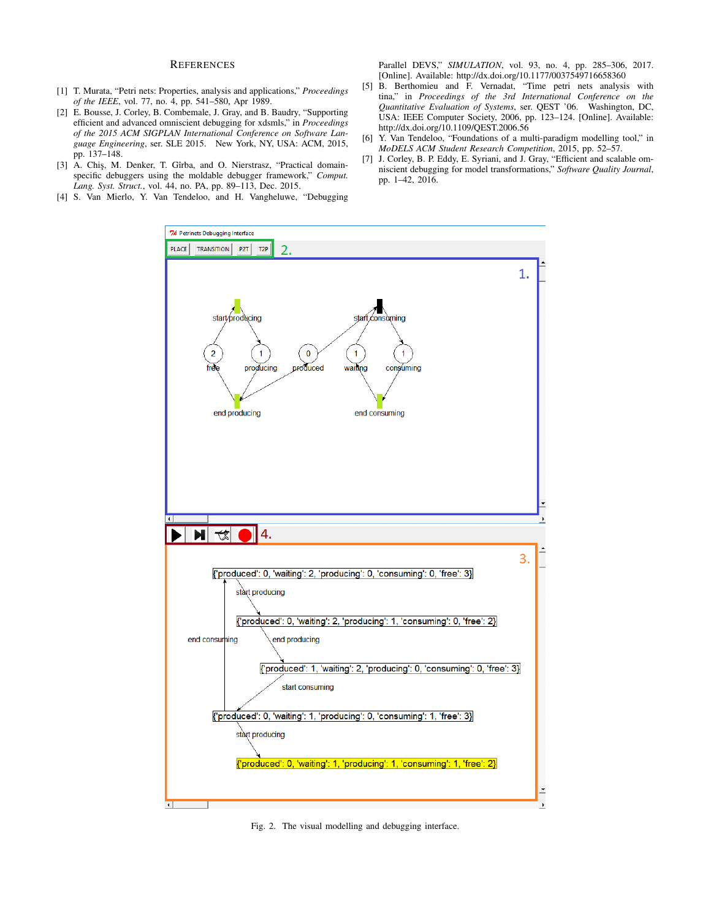## References

[1] T. Murata, "Petri nets: Properties, analysis and applications," *Proceedings of the IEEE*, vol. 77, no. 4, pp. 541–580, Apr 1989.

[2] E. Bousse, J. Corley, B. Combemale, J. Gray, and B. Baudry, "Supporting efficient and advanced omniscient debugging for xdsmls," in *Proceedings of the 2015 ACM SIGPLAN International Conference on Software Language Engineering*, ser. SLE 2015. New York, NY, USA: ACM, 2015, pp. 137–148.

[3] A. Chiş, M. Denker, T. Gîrba, and O. Nierstrasz, "Practical domain-specific debuggers using the moldable debugger framework," *Comput. Lang. Syst. Struct.*, vol. 44, no. PA, pp. 89–113, Dec. 2015.

[4] S. Van Mierlo, Y. Van Tendeloo, and H. Vangheluwe, "Debugging Parallel DEVS," *SIMULATION*, vol. 93, no. 4, pp. 285–306, 2017. [Online]. Available: http://dx.doi.org/10.1177/0037549716658360

[5] B. Berthomieu and F. Vernadat, "Time petri nets analysis with tina," in *Proceedings of the 3rd International Conference on the Quantitative Evaluation of Systems*, ser. QEST '06. Washington, DC, USA: IEEE Computer Society, 2006, pp. 123–124. [Online]. Available: http://dx.doi.org/10.1109/QEST.2006.56

[6] Y. Van Tendeloo, "Foundations of a multi-paradigm modelling tool," in *MoDELS ACM Student Research Competition*, 2015, pp. 52–57.

[7] J. Corley, B. P. Eddy, E. Syriani, and J. Gray, "Efficient and scalable omniscient debugging for model transformations," *Software Quality Journal*, pp. 1–42, 2016.

Petrinets Debugging Interface

PLACE TRANSITION P2T T2P 2.

1.

start producing
start consuming
2 free
1 producing
0 produced
1 waiting
1 consuming
end producing
end consuming

4.

3.

{'produced': 0, 'waiting': 2, 'producing': 0, 'consuming': 0, 'free': 3}
start producing
{'produced': 0, 'waiting': 2, 'producing': 1, 'consuming': 0, 'free': 2}
end consuming
end producing
{'produced': 1, 'waiting': 2, 'producing': 0, 'consuming': 0, 'free': 3}
start consuming
{'produced': 0, 'waiting': 1, 'producing': 0, 'consuming': 1, 'free': 3}
start producing
{'produced': 0, 'waiting': 1, 'producing': 1, 'consuming': 1, 'free': 2}

Fig. 2. The visual modelling and debugging interface.